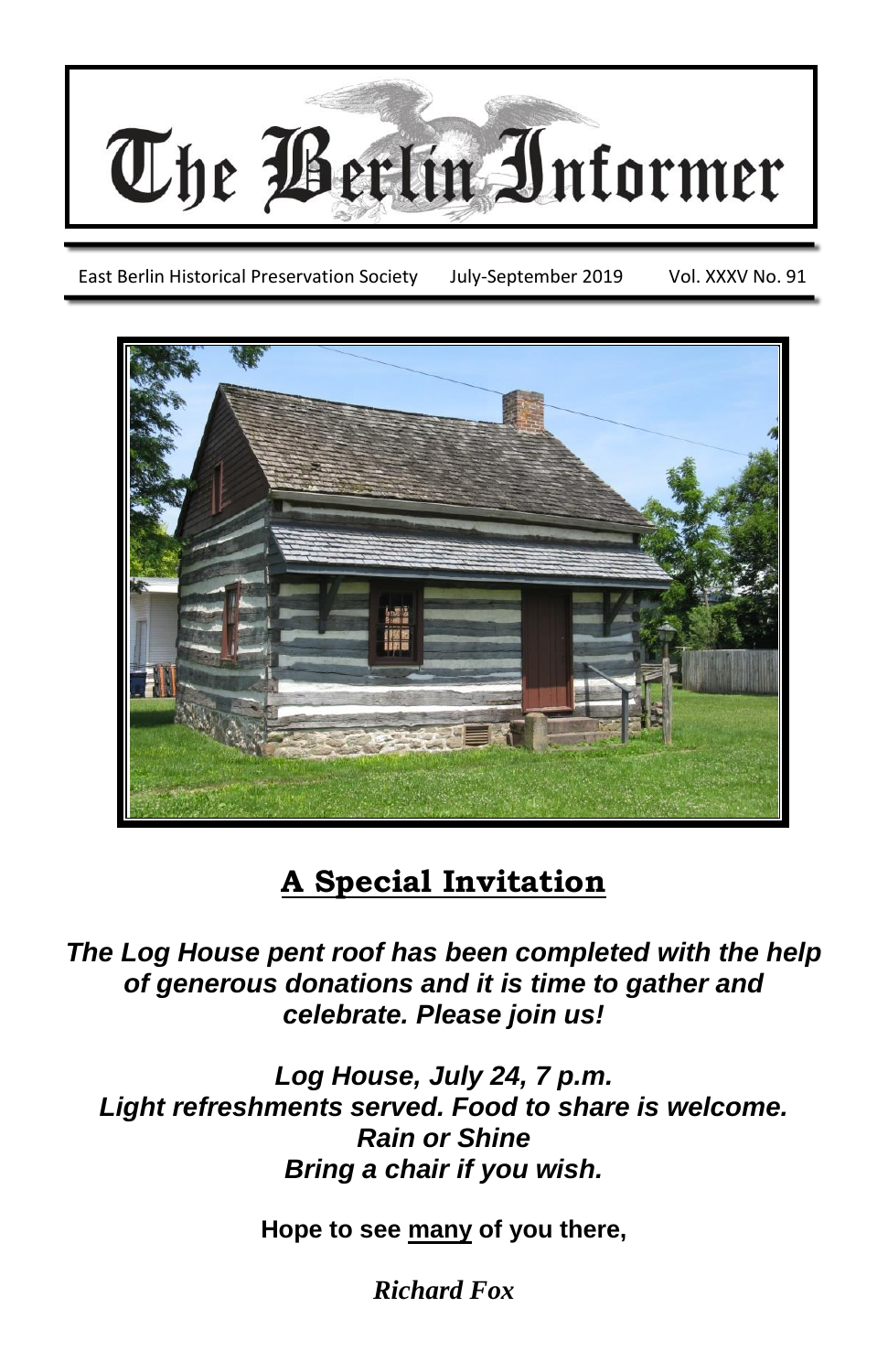# The Berlin Informer

East Berlin Historical Preservation Society July-September 2019 Vol. XXXV No. 91

## A Special Invitation

***The Log House pent roof has been completed with the help of generous donations and it is time to gather and celebrate. Please join us!***

***Log House, July 24, 7 p.m.***
***Light refreshments served. Food to share is welcome.***
***Rain or Shine***
***Bring a chair if you wish.***

**Hope to see many of you there,**

***Richard Fox***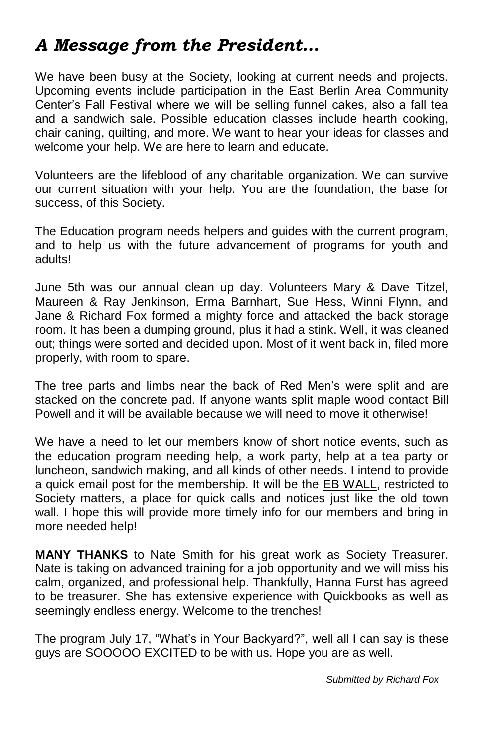## *A Message from the President…*

We have been busy at the Society, looking at current needs and projects. Upcoming events include participation in the East Berlin Area Community Center's Fall Festival where we will be selling funnel cakes, also a fall tea and a sandwich sale. Possible education classes include hearth cooking, chair caning, quilting, and more. We want to hear your ideas for classes and welcome your help. We are here to learn and educate.

Volunteers are the lifeblood of any charitable organization. We can survive our current situation with your help. You are the foundation, the base for success, of this Society.

The Education program needs helpers and guides with the current program, and to help us with the future advancement of programs for youth and adults!

June 5th was our annual clean up day. Volunteers Mary & Dave Titzel, Maureen & Ray Jenkinson, Erma Barnhart, Sue Hess, Winni Flynn, and Jane & Richard Fox formed a mighty force and attacked the back storage room. It has been a dumping ground, plus it had a stink. Well, it was cleaned out; things were sorted and decided upon. Most of it went back in, filed more properly, with room to spare.

The tree parts and limbs near the back of Red Men's were split and are stacked on the concrete pad. If anyone wants split maple wood contact Bill Powell and it will be available because we will need to move it otherwise!

We have a need to let our members know of short notice events, such as the education program needing help, a work party, help at a tea party or luncheon, sandwich making, and all kinds of other needs. I intend to provide a quick email post for the membership. It will be the <u>EB WALL</u>, restricted to Society matters, a place for quick calls and notices just like the old town wall. I hope this will provide more timely info for our members and bring in more needed help!

**MANY THANKS** to Nate Smith for his great work as Society Treasurer. Nate is taking on advanced training for a job opportunity and we will miss his calm, organized, and professional help. Thankfully, Hanna Furst has agreed to be treasurer. She has extensive experience with Quickbooks as well as seemingly endless energy. Welcome to the trenches!

The program July 17, "What's in Your Backyard?", well all I can say is these guys are SOOOOO EXCITED to be with us. Hope you are as well.

*Submitted by Richard Fox*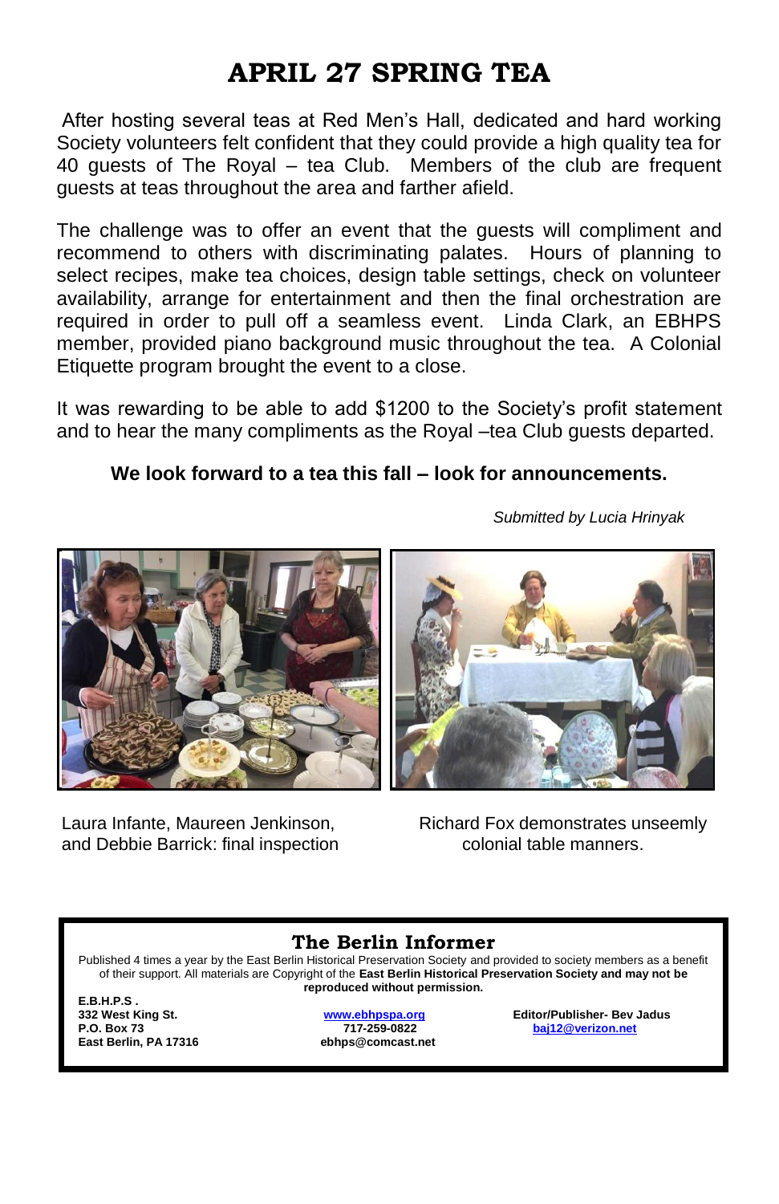# APRIL 27 SPRING TEA

After hosting several teas at Red Men's Hall, dedicated and hard working Society volunteers felt confident that they could provide a high quality tea for 40 guests of The Royal – tea Club. Members of the club are frequent guests at teas throughout the area and farther afield.

The challenge was to offer an event that the guests will compliment and recommend to others with discriminating palates. Hours of planning to select recipes, make tea choices, design table settings, check on volunteer availability, arrange for entertainment and then the final orchestration are required in order to pull off a seamless event. Linda Clark, an EBHPS member, provided piano background music throughout the tea. A Colonial Etiquette program brought the event to a close.

It was rewarding to be able to add $1200 to the Society's profit statement and to hear the many compliments as the Royal –tea Club guests departed.

**We look forward to a tea this fall – look for announcements.**

*Submitted by Lucia Hrinyak*

Laura Infante, Maureen Jenkinson, and Debbie Barrick: final inspection

Richard Fox demonstrates unseemly colonial table manners.

---

**The Berlin Informer**

Published 4 times a year by the East Berlin Historical Preservation Society and provided to society members as a benefit of their support. All materials are Copyright of the **East Berlin Historical Preservation Society and may not be reproduced without permission.**

**E.B.H.P.S .**
**332 West King St.**
**P.O. Box 73**
**East Berlin, PA 17316**

**www.ebhpspa.org**
**717-259-0822**
**ebhps@comcast.net**

**Editor/Publisher- Bev Jadus**
**baj12@verizon.net**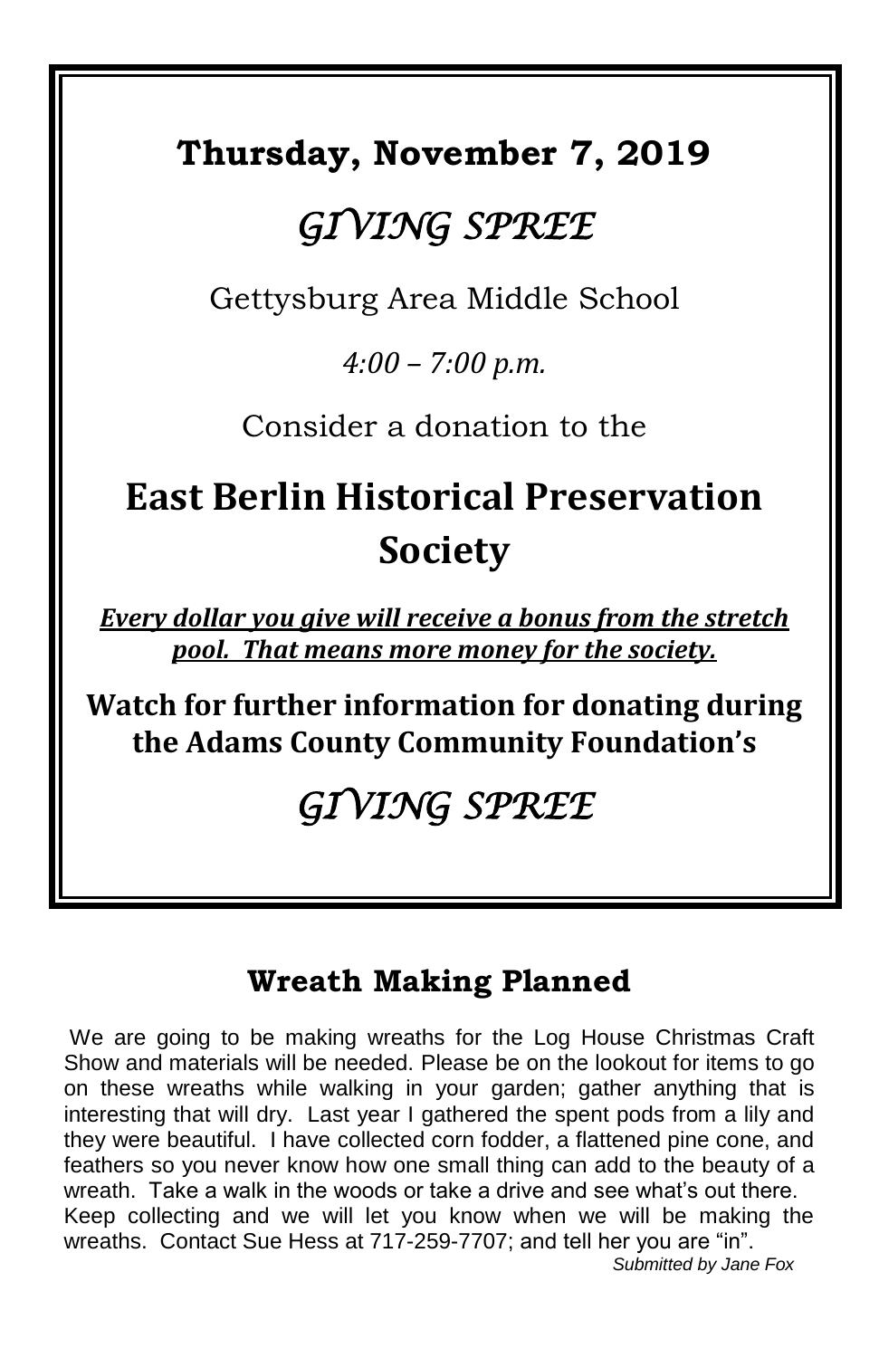**Thursday, November 7, 2019**

*GIVING SPREE*

Gettysburg Area Middle School

*4:00 – 7:00 p.m.*

Consider a donation to the

**East Berlin Historical Preservation Society**

***Every dollar you give will receive a bonus from the stretch pool. That means more money for the society.***

**Watch for further information for donating during the Adams County Community Foundation's**

*GIVING SPREE*

## Wreath Making Planned

We are going to be making wreaths for the Log House Christmas Craft Show and materials will be needed. Please be on the lookout for items to go on these wreaths while walking in your garden; gather anything that is interesting that will dry. Last year I gathered the spent pods from a lily and they were beautiful. I have collected corn fodder, a flattened pine cone, and feathers so you never know how one small thing can add to the beauty of a wreath. Take a walk in the woods or take a drive and see what's out there. Keep collecting and we will let you know when we will be making the wreaths. Contact Sue Hess at 717-259-7707; and tell her you are "in".

*Submitted by Jane Fox*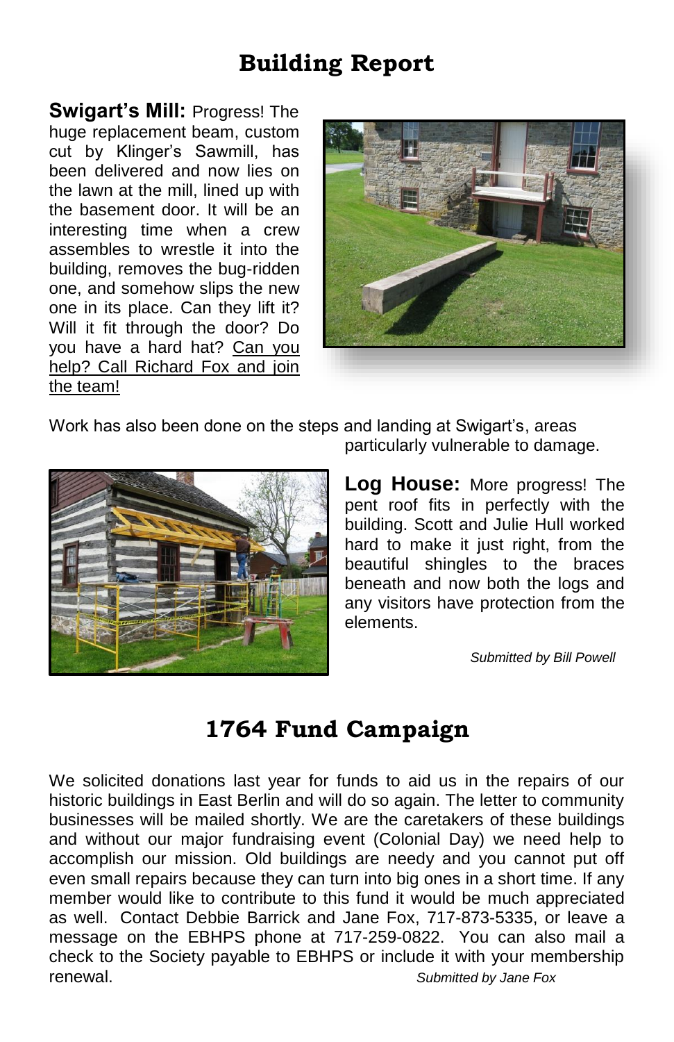# Building Report

**Swigart's Mill:** Progress! The huge replacement beam, custom cut by Klinger's Sawmill, has been delivered and now lies on the lawn at the mill, lined up with the basement door. It will be an interesting time when a crew assembles to wrestle it into the building, removes the bug-ridden one, and somehow slips the new one in its place. Can they lift it? Will it fit through the door? Do you have a hard hat? Can you help? Call Richard Fox and join the team!

Work has also been done on the steps and landing at Swigart's, areas particularly vulnerable to damage.

**Log House:** More progress! The pent roof fits in perfectly with the building. Scott and Julie Hull worked hard to make it just right, from the beautiful shingles to the braces beneath and now both the logs and any visitors have protection from the elements.

*Submitted by Bill Powell*

# 1764 Fund Campaign

We solicited donations last year for funds to aid us in the repairs of our historic buildings in East Berlin and will do so again. The letter to community businesses will be mailed shortly. We are the caretakers of these buildings and without our major fundraising event (Colonial Day) we need help to accomplish our mission. Old buildings are needy and you cannot put off even small repairs because they can turn into big ones in a short time. If any member would like to contribute to this fund it would be much appreciated as well. Contact Debbie Barrick and Jane Fox, 717-873-5335, or leave a message on the EBHPS phone at 717-259-0822. You can also mail a check to the Society payable to EBHPS or include it with your membership renewal.

*Submitted by Jane Fox*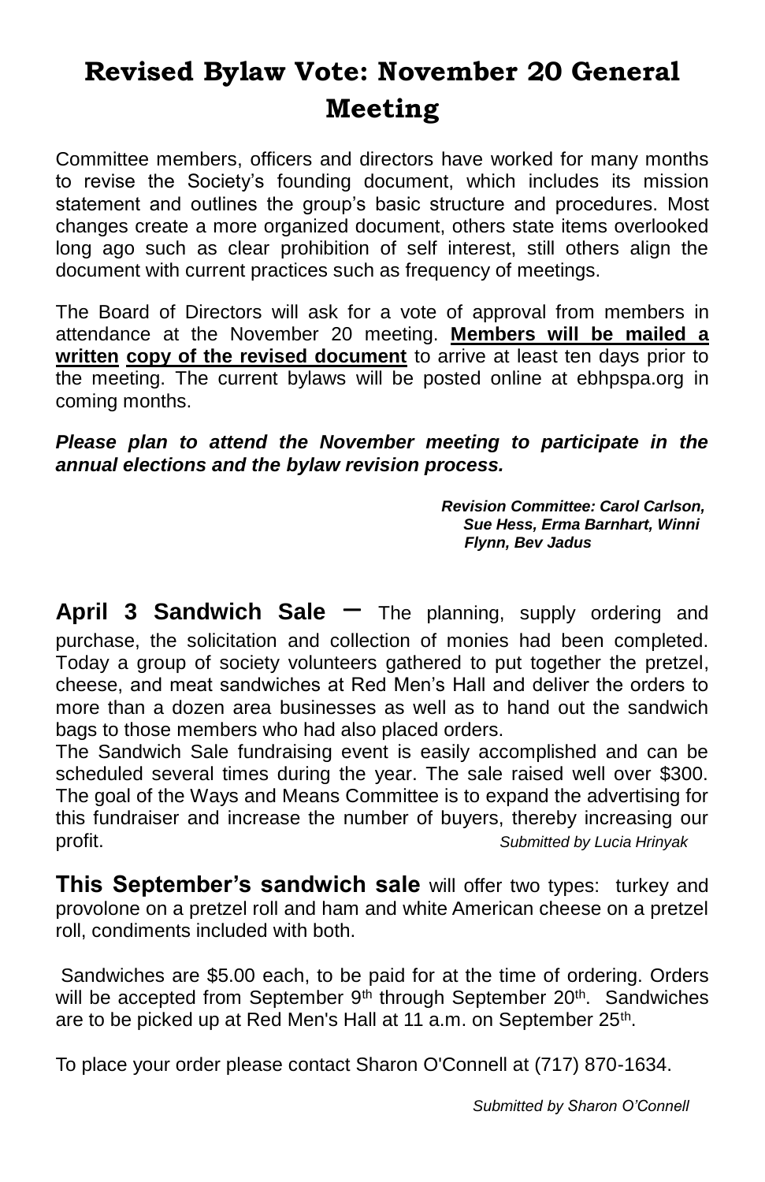# Revised Bylaw Vote: November 20 General Meeting

Committee members, officers and directors have worked for many months to revise the Society's founding document, which includes its mission statement and outlines the group's basic structure and procedures. Most changes create a more organized document, others state items overlooked long ago such as clear prohibition of self interest, still others align the document with current practices such as frequency of meetings.

The Board of Directors will ask for a vote of approval from members in attendance at the November 20 meeting. **Members will be mailed a written copy of the revised document** to arrive at least ten days prior to the meeting. The current bylaws will be posted online at ebhpspa.org in coming months.

***Please plan to attend the November meeting to participate in the annual elections and the bylaw revision process.***

*Revision Committee: Carol Carlson, Sue Hess, Erma Barnhart, Winni Flynn, Bev Jadus*

**April 3 Sandwich Sale** – The planning, supply ordering and purchase, the solicitation and collection of monies had been completed. Today a group of society volunteers gathered to put together the pretzel, cheese, and meat sandwiches at Red Men's Hall and deliver the orders to more than a dozen area businesses as well as to hand out the sandwich bags to those members who had also placed orders.

The Sandwich Sale fundraising event is easily accomplished and can be scheduled several times during the year. The sale raised well over $300. The goal of the Ways and Means Committee is to expand the advertising for this fundraiser and increase the number of buyers, thereby increasing our profit. *Submitted by Lucia Hrinyak*

**This September's sandwich sale** will offer two types: turkey and provolone on a pretzel roll and ham and white American cheese on a pretzel roll, condiments included with both.

Sandwiches are $5.00 each, to be paid for at the time of ordering. Orders will be accepted from September 9th through September 20th. Sandwiches are to be picked up at Red Men's Hall at 11 a.m. on September 25th.

To place your order please contact Sharon O'Connell at (717) 870-1634.

*Submitted by Sharon O'Connell*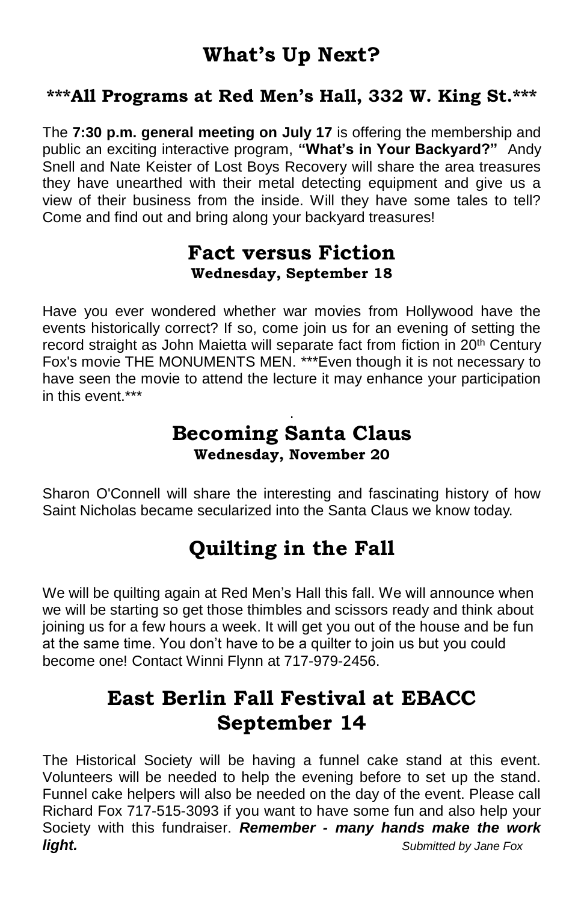# What's Up Next?

## \*\*\*All Programs at Red Men's Hall, 332 W. King St.\*\*\*

The **7:30 p.m. general meeting on July 17** is offering the membership and public an exciting interactive program, **"What's in Your Backyard?"** Andy Snell and Nate Keister of Lost Boys Recovery will share the area treasures they have unearthed with their metal detecting equipment and give us a view of their business from the inside. Will they have some tales to tell? Come and find out and bring along your backyard treasures!

## Fact versus Fiction

**Wednesday, September 18**

Have you ever wondered whether war movies from Hollywood have the events historically correct? If so, come join us for an evening of setting the record straight as John Maietta will separate fact from fiction in 20th Century Fox's movie THE MONUMENTS MEN. \*\*\*Even though it is not necessary to have seen the movie to attend the lecture it may enhance your participation in this event.\*\*\*

## Becoming Santa Claus

**Wednesday, November 20**

Sharon O'Connell will share the interesting and fascinating history of how Saint Nicholas became secularized into the Santa Claus we know today.

# Quilting in the Fall

We will be quilting again at Red Men's Hall this fall. We will announce when we will be starting so get those thimbles and scissors ready and think about joining us for a few hours a week. It will get you out of the house and be fun at the same time. You don't have to be a quilter to join us but you could become one! Contact Winni Flynn at 717-979-2456.

# East Berlin Fall Festival at EBACC September 14

The Historical Society will be having a funnel cake stand at this event. Volunteers will be needed to help the evening before to set up the stand. Funnel cake helpers will also be needed on the day of the event. Please call Richard Fox 717-515-3093 if you want to have some fun and also help your Society with this fundraiser. ***Remember - many hands make the work light.***

*Submitted by Jane Fox*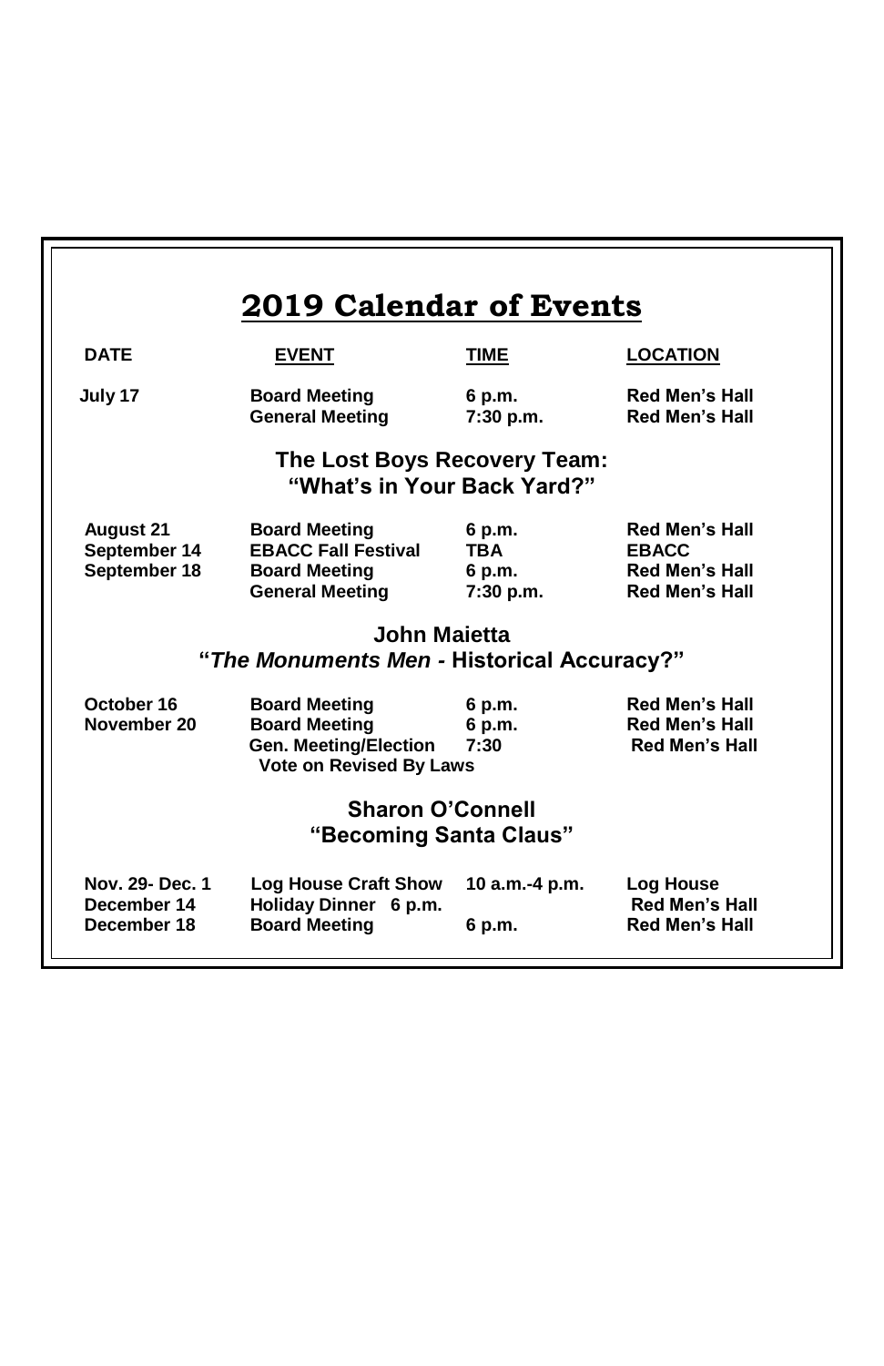# 2019 Calendar of Events

| DATE | EVENT | TIME | LOCATION |
| --- | --- | --- | --- |
| July 17 | Board Meeting | 6 p.m. | Red Men's Hall |
| | General Meeting | 7:30 p.m. | Red Men's Hall |

**The Lost Boys Recovery Team:**
**"What's in Your Back Yard?"**

| DATE | EVENT | TIME | LOCATION |
| --- | --- | --- | --- |
| August 21 | Board Meeting | 6 p.m. | Red Men's Hall |
| September 14 | EBACC Fall Festival | TBA | EBACC |
| September 18 | Board Meeting | 6 p.m. | Red Men's Hall |
| | General Meeting | 7:30 p.m. | Red Men's Hall |

**John Maietta**
**"*The Monuments Men* - Historical Accuracy?"**

| DATE | EVENT | TIME | LOCATION |
| --- | --- | --- | --- |
| October 16 | Board Meeting | 6 p.m. | Red Men's Hall |
| November 20 | Board Meeting | 6 p.m. | Red Men's Hall |
| | Gen. Meeting/Election<br>Vote on Revised By Laws | 7:30 | Red Men's Hall |

**Sharon O'Connell**
**"Becoming Santa Claus"**

| DATE | EVENT | TIME | LOCATION |
| --- | --- | --- | --- |
| Nov. 29- Dec. 1 | Log House Craft Show | 10 a.m.-4 p.m. | Log House |
| December 14 | Holiday Dinner 6 p.m. | | Red Men's Hall |
| December 18 | Board Meeting | 6 p.m. | Red Men's Hall |